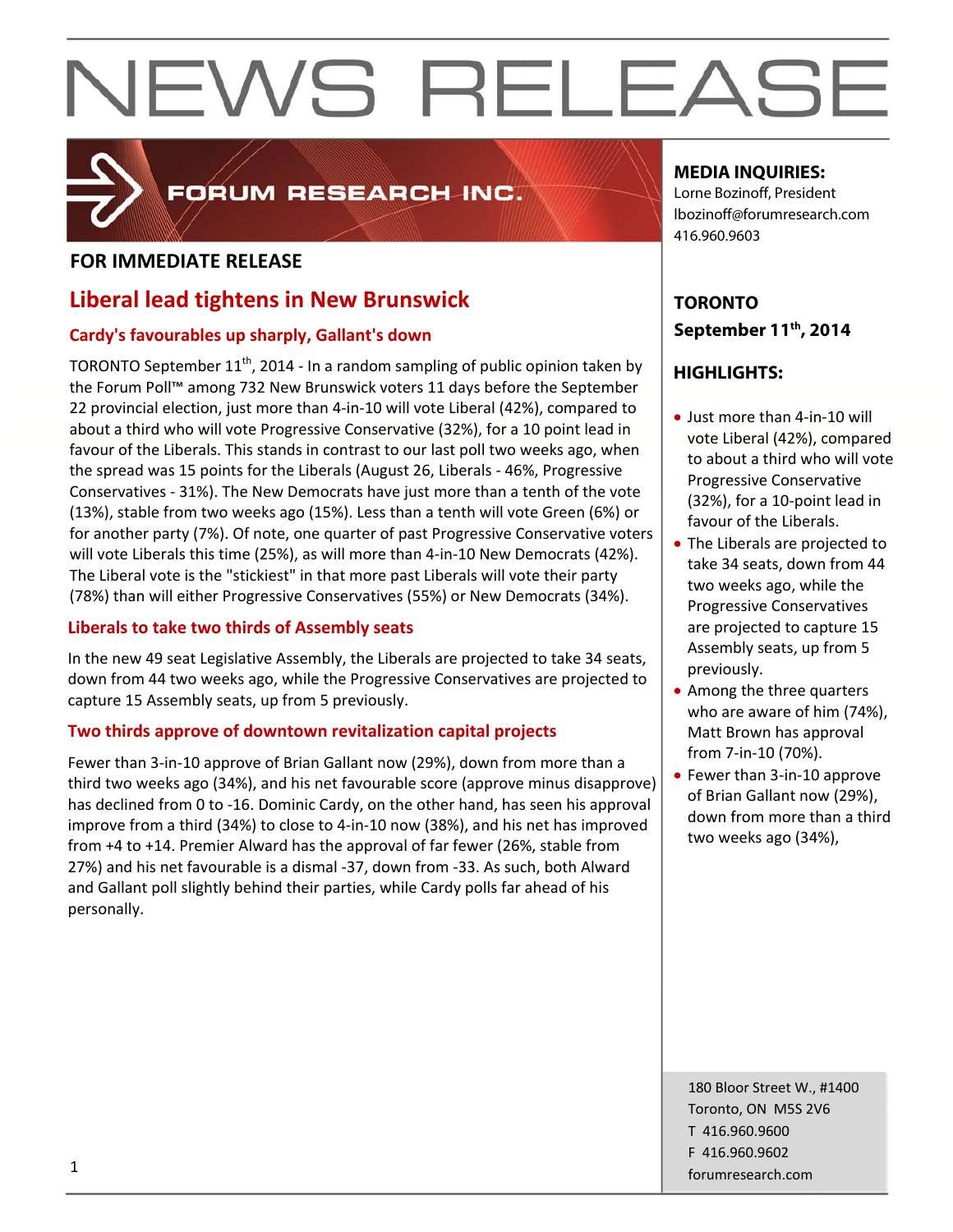# NEWS RELEASE

FORUM RESEARCH INC.

**FOR IMMEDIATE RELEASE**

## Liberal lead tightens in New Brunswick

### Cardy's favourables up sharply, Gallant's down

TORONTO September 11th, 2014 - In a random sampling of public opinion taken by the Forum Poll™ among 732 New Brunswick voters 11 days before the September 22 provincial election, just more than 4-in-10 will vote Liberal (42%), compared to about a third who will vote Progressive Conservative (32%), for a 10 point lead in favour of the Liberals. This stands in contrast to our last poll two weeks ago, when the spread was 15 points for the Liberals (August 26, Liberals - 46%, Progressive Conservatives - 31%). The New Democrats have just more than a tenth of the vote (13%), stable from two weeks ago (15%). Less than a tenth will vote Green (6%) or for another party (7%). Of note, one quarter of past Progressive Conservative voters will vote Liberals this time (25%), as will more than 4-in-10 New Democrats (42%). The Liberal vote is the "stickiest" in that more past Liberals will vote their party (78%) than will either Progressive Conservatives (55%) or New Democrats (34%).

### Liberals to take two thirds of Assembly seats

In the new 49 seat Legislative Assembly, the Liberals are projected to take 34 seats, down from 44 two weeks ago, while the Progressive Conservatives are projected to capture 15 Assembly seats, up from 5 previously.

### Two thirds approve of downtown revitalization capital projects

Fewer than 3-in-10 approve of Brian Gallant now (29%), down from more than a third two weeks ago (34%), and his net favourable score (approve minus disapprove) has declined from 0 to -16. Dominic Cardy, on the other hand, has seen his approval improve from a third (34%) to close to 4-in-10 now (38%), and his net has improved from +4 to +14. Premier Alward has the approval of far fewer (26%, stable from 27%) and his net favourable is a dismal -37, down from -33. As such, both Alward and Gallant poll slightly behind their parties, while Cardy polls far ahead of his personally.

**MEDIA INQUIRIES:**
Lorne Bozinoff, President
lbozinoff@forumresearch.com
416.960.9603

**TORONTO**
**September 11th, 2014**

**HIGHLIGHTS:**

- Just more than 4-in-10 will vote Liberal (42%), compared to about a third who will vote Progressive Conservative (32%), for a 10-point lead in favour of the Liberals.
- The Liberals are projected to take 34 seats, down from 44 two weeks ago, while the Progressive Conservatives are projected to capture 15 Assembly seats, up from 5 previously.
- Among the three quarters who are aware of him (74%), Matt Brown has approval from 7-in-10 (70%).
- Fewer than 3-in-10 approve of Brian Gallant now (29%), down from more than a third two weeks ago (34%),

180 Bloor Street W., #1400
Toronto, ON M5S 2V6
T 416.960.9600
F 416.960.9602
forumresearch.com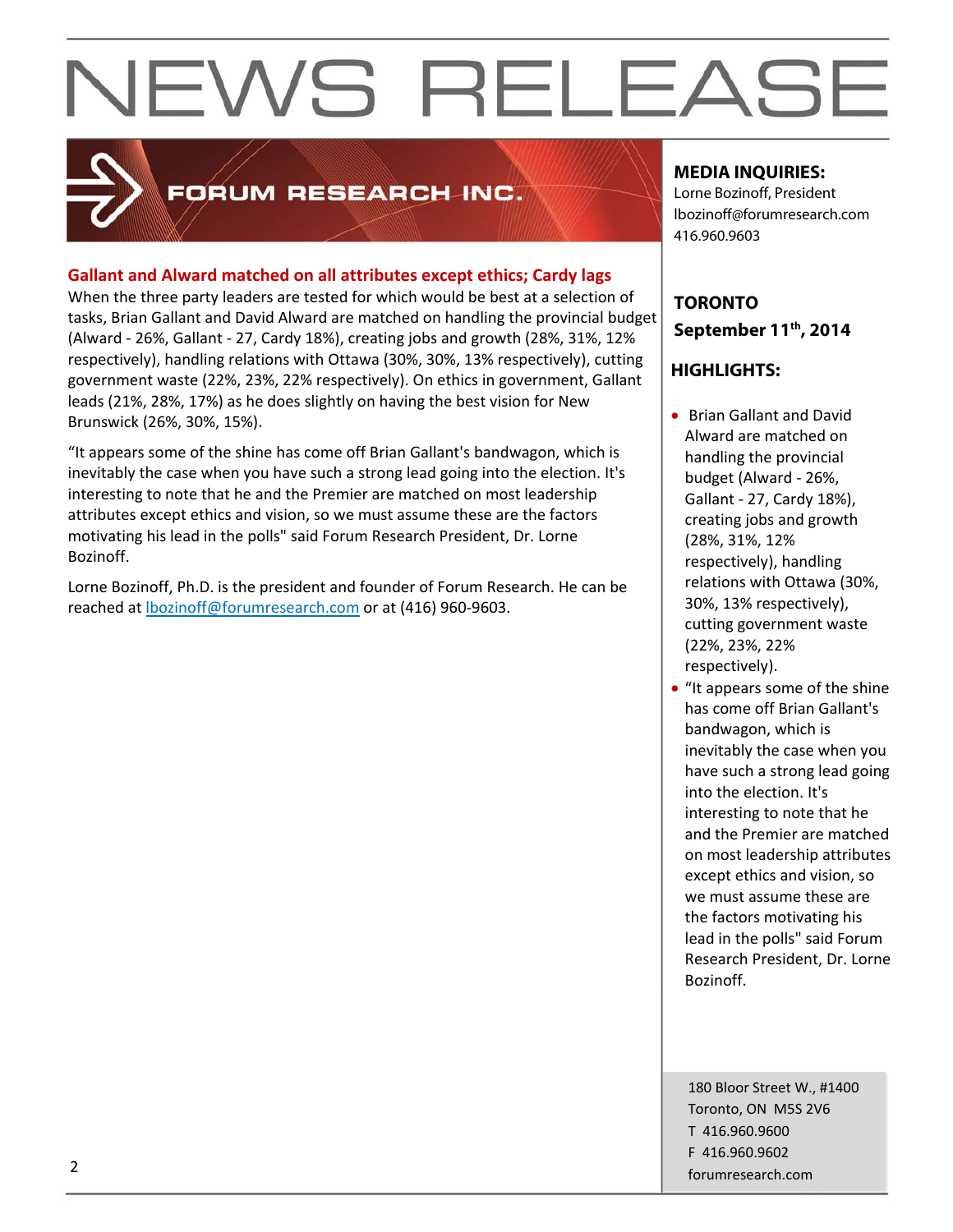# NEWS RELEASE

FORUM RESEARCH INC.

**MEDIA INQUIRIES:**
Lorne Bozinoff, President
lbozinoff@forumresearch.com
416.960.9603

**TORONTO**
**September 11th, 2014**

**HIGHLIGHTS:**

- Brian Gallant and David Alward are matched on handling the provincial budget (Alward - 26%, Gallant - 27, Cardy 18%), creating jobs and growth (28%, 31%, 12% respectively), handling relations with Ottawa (30%, 30%, 13% respectively), cutting government waste (22%, 23%, 22% respectively).
- "It appears some of the shine has come off Brian Gallant's bandwagon, which is inevitably the case when you have such a strong lead going into the election. It's interesting to note that he and the Premier are matched on most leadership attributes except ethics and vision, so we must assume these are the factors motivating his lead in the polls" said Forum Research President, Dr. Lorne Bozinoff.

## Gallant and Alward matched on all attributes except ethics; Cardy lags

When the three party leaders are tested for which would be best at a selection of tasks, Brian Gallant and David Alward are matched on handling the provincial budget (Alward - 26%, Gallant - 27, Cardy 18%), creating jobs and growth (28%, 31%, 12% respectively), handling relations with Ottawa (30%, 30%, 13% respectively), cutting government waste (22%, 23%, 22% respectively). On ethics in government, Gallant leads (21%, 28%, 17%) as he does slightly on having the best vision for New Brunswick (26%, 30%, 15%).

"It appears some of the shine has come off Brian Gallant's bandwagon, which is inevitably the case when you have such a strong lead going into the election. It's interesting to note that he and the Premier are matched on most leadership attributes except ethics and vision, so we must assume these are the factors motivating his lead in the polls" said Forum Research President, Dr. Lorne Bozinoff.

Lorne Bozinoff, Ph.D. is the president and founder of Forum Research. He can be reached at lbozinoff@forumresearch.com or at (416) 960-9603.

180 Bloor Street W., #1400
Toronto, ON M5S 2V6
T 416.960.9600
F 416.960.9602
forumresearch.com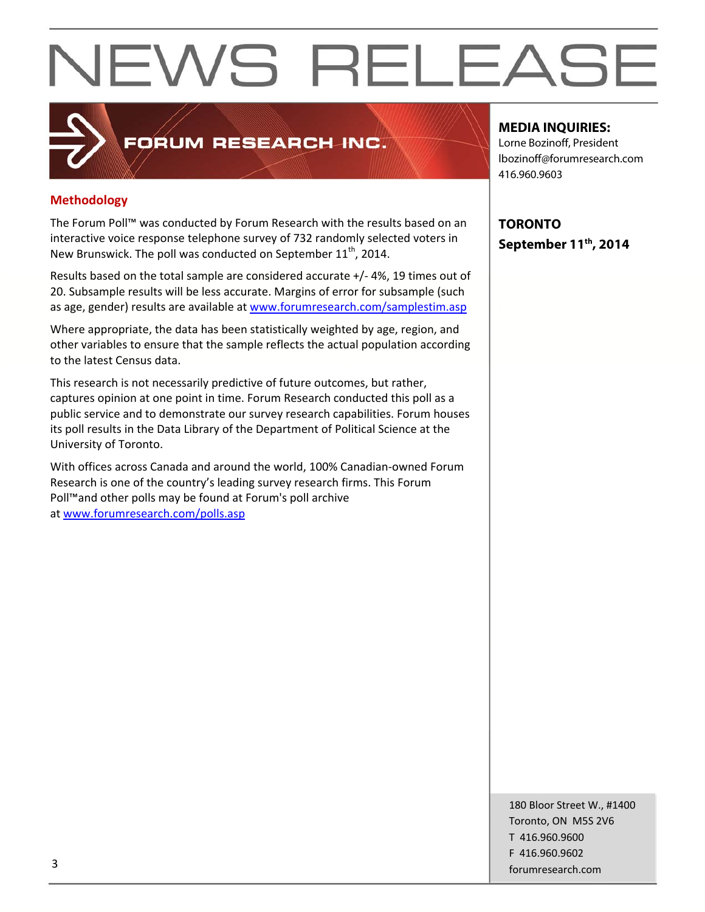# NEWS RELEASE

**FORUM RESEARCH INC.**

**MEDIA INQUIRIES:**
Lorne Bozinoff, President
lbozinoff@forumresearch.com
416.960.9603

**TORONTO**
**September 11th, 2014**

## Methodology

The Forum Poll™ was conducted by Forum Research with the results based on an interactive voice response telephone survey of 732 randomly selected voters in New Brunswick. The poll was conducted on September 11th, 2014.

Results based on the total sample are considered accurate +/- 4%, 19 times out of 20. Subsample results will be less accurate. Margins of error for subsample (such as age, gender) results are available at www.forumresearch.com/samplestim.asp

Where appropriate, the data has been statistically weighted by age, region, and other variables to ensure that the sample reflects the actual population according to the latest Census data.

This research is not necessarily predictive of future outcomes, but rather, captures opinion at one point in time. Forum Research conducted this poll as a public service and to demonstrate our survey research capabilities. Forum houses its poll results in the Data Library of the Department of Political Science at the University of Toronto.

With offices across Canada and around the world, 100% Canadian-owned Forum Research is one of the country's leading survey research firms. This Forum Poll™and other polls may be found at Forum's poll archive at www.forumresearch.com/polls.asp

180 Bloor Street W., #1400
Toronto, ON M5S 2V6
T 416.960.9600
F 416.960.9602
forumresearch.com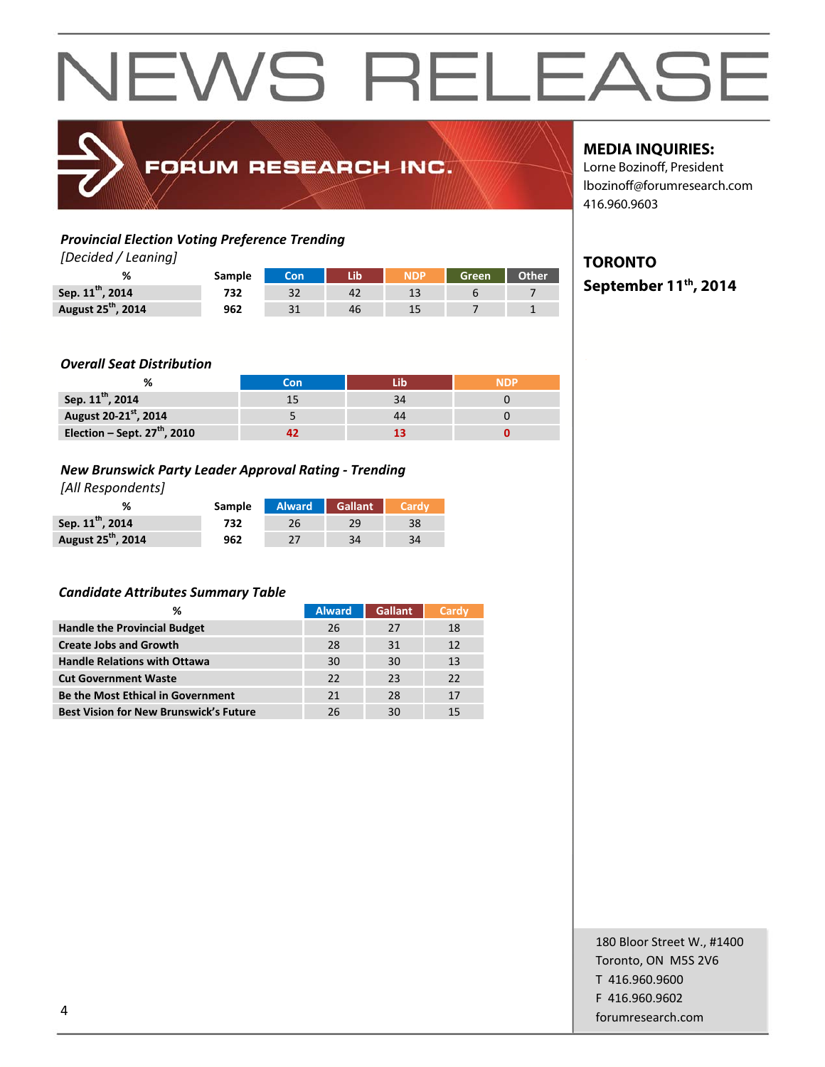# NEWS RELEASE

FORUM RESEARCH INC.

**MEDIA INQUIRIES:**
Lorne Bozinoff, President
lbozinoff@forumresearch.com
416.960.9603

**TORONTO**
**September 11th, 2014**

### *Provincial Election Voting Preference Trending*

*[Decided / Leaning]*

| % | Sample | Con | Lib | NDP | Green | Other |
|---|---|---|---|---|---|---|
| **Sep. 11th, 2014** | **732** | 32 | 42 | 13 | 6 | 7 |
| **August 25th, 2014** | **962** | 31 | 46 | 15 | 7 | 1 |

### *Overall Seat Distribution*

| % | Con | Lib | NDP |
|---|---|---|---|
| **Sep. 11th, 2014** | 15 | 34 | 0 |
| **August 20-21st, 2014** | 5 | 44 | 0 |
| **Election – Sept. 27th, 2010** | **42** | **13** | **0** |

### *New Brunswick Party Leader Approval Rating - Trending*

*[All Respondents]*

| % | Sample | Alward | Gallant | Cardy |
|---|---|---|---|---|
| **Sep. 11th, 2014** | **732** | 26 | 29 | 38 |
| **August 25th, 2014** | **962** | 27 | 34 | 34 |

### *Candidate Attributes Summary Table*

| % | Alward | Gallant | Cardy |
|---|---|---|---|
| **Handle the Provincial Budget** | 26 | 27 | 18 |
| **Create Jobs and Growth** | 28 | 31 | 12 |
| **Handle Relations with Ottawa** | 30 | 30 | 13 |
| **Cut Government Waste** | 22 | 23 | 22 |
| **Be the Most Ethical in Government** | 21 | 28 | 17 |
| **Best Vision for New Brunswick's Future** | 26 | 30 | 15 |

180 Bloor Street W., #1400
Toronto, ON M5S 2V6
T 416.960.9600
F 416.960.9602
forumresearch.com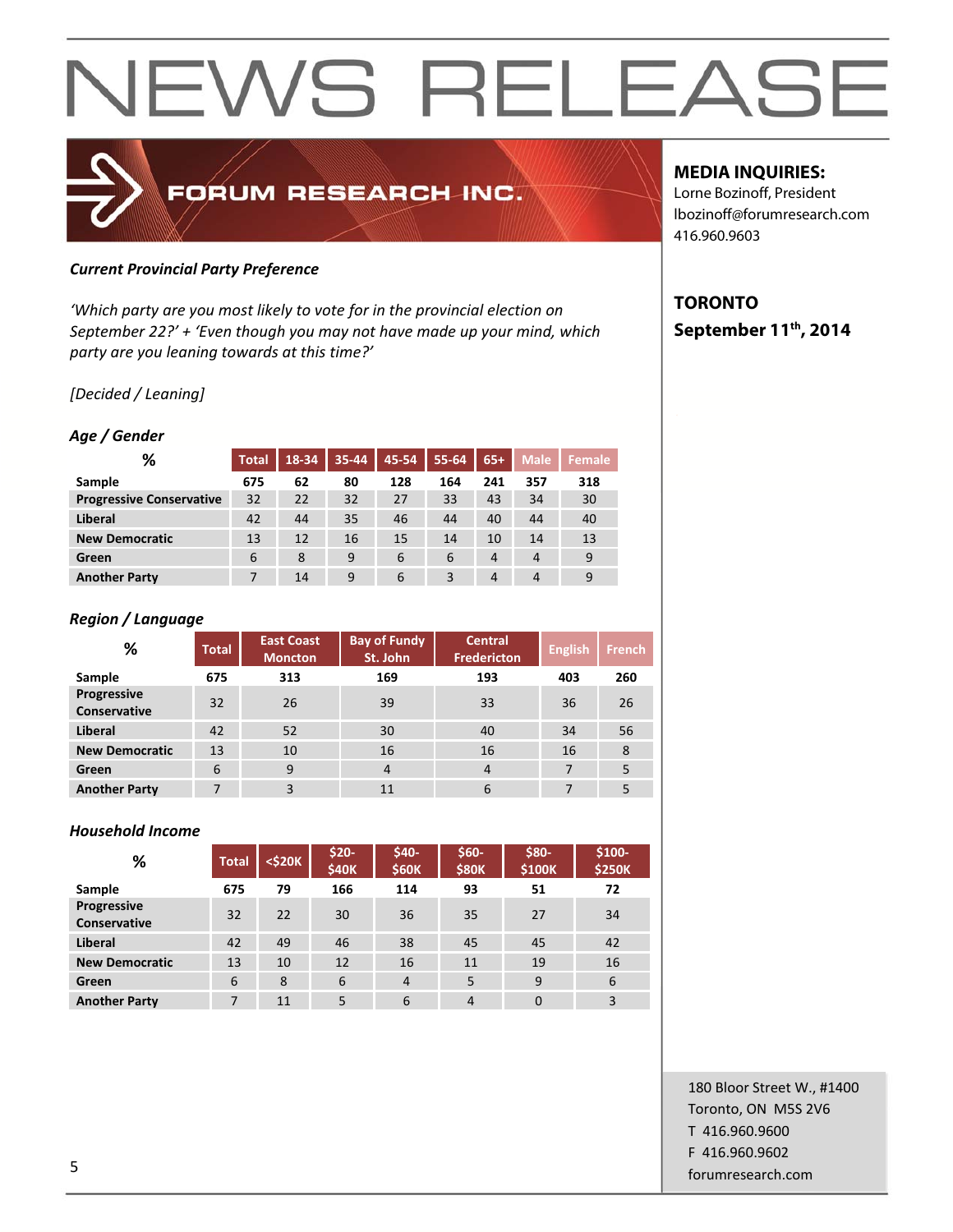# NEWS RELEASE

FORUM RESEARCH INC.

**MEDIA INQUIRIES:**
Lorne Bozinoff, President
lbozinoff@forumresearch.com
416.960.9603

**TORONTO**
**September 11th, 2014**

***Current Provincial Party Preference***

*'Which party are you most likely to vote for in the provincial election on September 22?' + 'Even though you may not have made up your mind, which party are you leaning towards at this time?'*

*[Decided / Leaning]*

***Age / Gender***

| % | Total | 18-34 | 35-44 | 45-54 | 55-64 | 65+ | Male | Female |
|---|---|---|---|---|---|---|---|---|
| **Sample** | **675** | **62** | **80** | **128** | **164** | **241** | **357** | **318** |
| **Progressive Conservative** | 32 | 22 | 32 | 27 | 33 | 43 | 34 | 30 |
| **Liberal** | 42 | 44 | 35 | 46 | 44 | 40 | 44 | 40 |
| **New Democratic** | 13 | 12 | 16 | 15 | 14 | 10 | 14 | 13 |
| **Green** | 6 | 8 | 9 | 6 | 6 | 4 | 4 | 9 |
| **Another Party** | 7 | 14 | 9 | 6 | 3 | 4 | 4 | 9 |

***Region / Language***

| % | Total | East Coast Moncton | Bay of Fundy St. John | Central Fredericton | English | French |
|---|---|---|---|---|---|---|
| **Sample** | **675** | **313** | **169** | **193** | **403** | **260** |
| **Progressive Conservative** | 32 | 26 | 39 | 33 | 36 | 26 |
| **Liberal** | 42 | 52 | 30 | 40 | 34 | 56 |
| **New Democratic** | 13 | 10 | 16 | 16 | 16 | 8 |
| **Green** | 6 | 9 | 4 | 4 | 7 | 5 |
| **Another Party** | 7 | 3 | 11 | 6 | 7 | 5 |

***Household Income***

| % | Total | <$20K | $20-$40K | $40-$60K | $60-$80K | $80-$100K | $100-$250K |
|---|---|---|---|---|---|---|---|
| **Sample** | **675** | **79** | **166** | **114** | **93** | **51** | **72** |
| **Progressive Conservative** | 32 | 22 | 30 | 36 | 35 | 27 | 34 |
| **Liberal** | 42 | 49 | 46 | 38 | 45 | 45 | 42 |
| **New Democratic** | 13 | 10 | 12 | 16 | 11 | 19 | 16 |
| **Green** | 6 | 8 | 6 | 4 | 5 | 9 | 6 |
| **Another Party** | 7 | 11 | 5 | 6 | 4 | 0 | 3 |

180 Bloor Street W., #1400
Toronto, ON M5S 2V6
T 416.960.9600
F 416.960.9602
forumresearch.com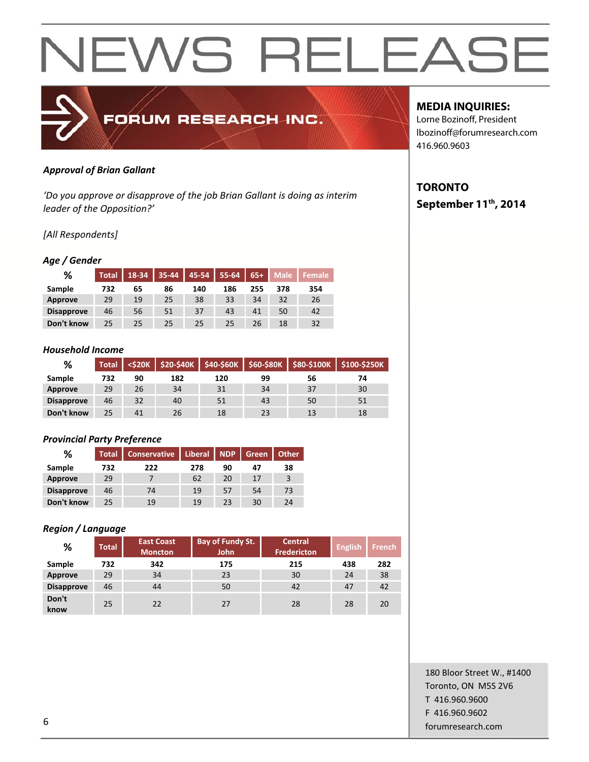# NEWS RELEASE

FORUM RESEARCH INC.

**MEDIA INQUIRIES:**
Lorne Bozinoff, President
lbozinoff@forumresearch.com
416.960.9603

**TORONTO**
**September 11th, 2014**

***Approval of Brian Gallant***

*'Do you approve or disapprove of the job Brian Gallant is doing as interim leader of the Opposition?'*

*[All Respondents]*

***Age / Gender***

| % | Total | 18-34 | 35-44 | 45-54 | 55-64 | 65+ | Male | Female |
|---|---|---|---|---|---|---|---|---|
| **Sample** | **732** | **65** | **86** | **140** | **186** | **255** | **378** | **354** |
| **Approve** | 29 | 19 | 25 | 38 | 33 | 34 | 32 | 26 |
| **Disapprove** | 46 | 56 | 51 | 37 | 43 | 41 | 50 | 42 |
| **Don't know** | 25 | 25 | 25 | 25 | 25 | 26 | 18 | 32 |

***Household Income***

| % | Total | <$20K | $20-$40K | $40-$60K | $60-$80K | $80-$100K | $100-$250K |
|---|---|---|---|---|---|---|---|
| **Sample** | **732** | **90** | **182** | **120** | **99** | **56** | **74** |
| **Approve** | 29 | 26 | 34 | 31 | 34 | 37 | 30 |
| **Disapprove** | 46 | 32 | 40 | 51 | 43 | 50 | 51 |
| **Don't know** | 25 | 41 | 26 | 18 | 23 | 13 | 18 |

***Provincial Party Preference***

| % | Total | Conservative | Liberal | NDP | Green | Other |
|---|---|---|---|---|---|---|
| **Sample** | **732** | **222** | **278** | **90** | **47** | **38** |
| **Approve** | 29 | 7 | 62 | 20 | 17 | 3 |
| **Disapprove** | 46 | 74 | 19 | 57 | 54 | 73 |
| **Don't know** | 25 | 19 | 19 | 23 | 30 | 24 |

***Region / Language***

| % | Total | East Coast Moncton | Bay of Fundy St. John | Central Fredericton | English | French |
|---|---|---|---|---|---|---|
| **Sample** | **732** | **342** | **175** | **215** | **438** | **282** |
| **Approve** | 29 | 34 | 23 | 30 | 24 | 38 |
| **Disapprove** | 46 | 44 | 50 | 42 | 47 | 42 |
| **Don't know** | 25 | 22 | 27 | 28 | 28 | 20 |

180 Bloor Street W., #1400
Toronto, ON M5S 2V6
T 416.960.9600
F 416.960.9602
forumresearch.com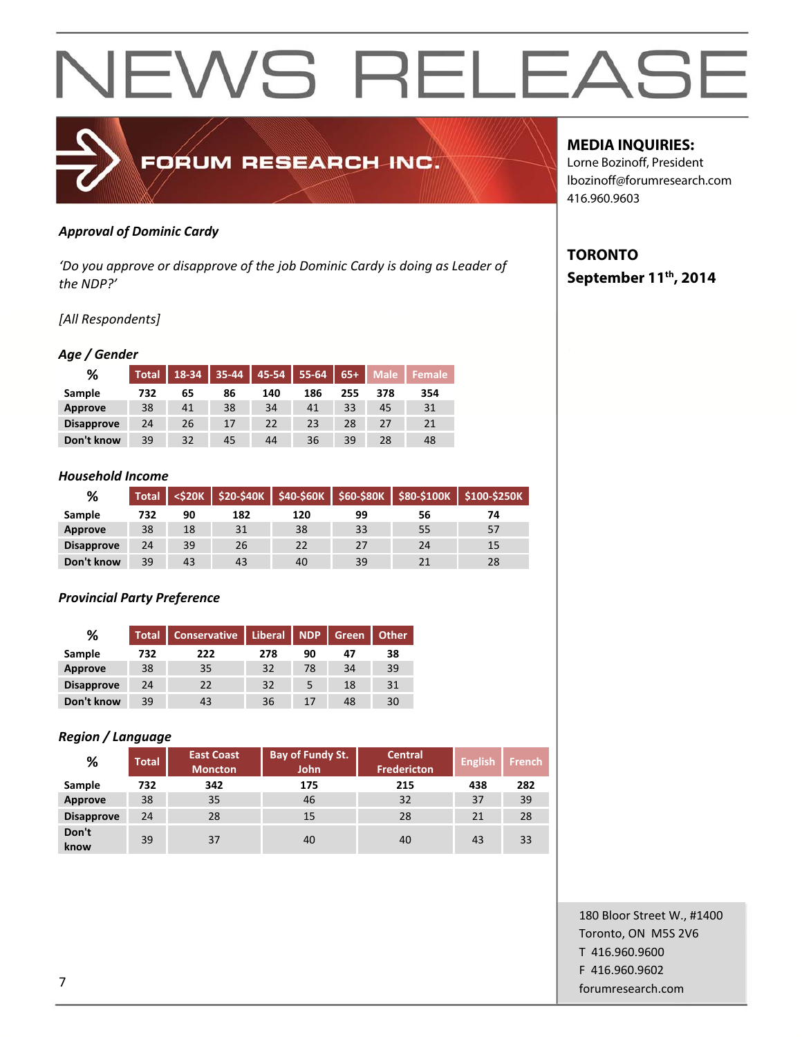# NEWS RELEASE

FORUM RESEARCH INC.

**MEDIA INQUIRIES:**
Lorne Bozinoff, President
lbozinoff@forumresearch.com
416.960.9603

**TORONTO**
**September 11th, 2014**

***Approval of Dominic Cardy***

*'Do you approve or disapprove of the job Dominic Cardy is doing as Leader of the NDP?'*

*[All Respondents]*

***Age / Gender***

| % | Total | 18-34 | 35-44 | 45-54 | 55-64 | 65+ | Male | Female |
|---|---|---|---|---|---|---|---|---|
| Sample | 732 | 65 | 86 | 140 | 186 | 255 | 378 | 354 |
| Approve | 38 | 41 | 38 | 34 | 41 | 33 | 45 | 31 |
| Disapprove | 24 | 26 | 17 | 22 | 23 | 28 | 27 | 21 |
| Don't know | 39 | 32 | 45 | 44 | 36 | 39 | 28 | 48 |

***Household Income***

| % | Total | <$20K | $20-$40K | $40-$60K | $60-$80K | $80-$100K | $100-$250K |
|---|---|---|---|---|---|---|---|
| Sample | 732 | 90 | 182 | 120 | 99 | 56 | 74 |
| Approve | 38 | 18 | 31 | 38 | 33 | 55 | 57 |
| Disapprove | 24 | 39 | 26 | 22 | 27 | 24 | 15 |
| Don't know | 39 | 43 | 43 | 40 | 39 | 21 | 28 |

***Provincial Party Preference***

| % | Total | Conservative | Liberal | NDP | Green | Other |
|---|---|---|---|---|---|---|
| Sample | 732 | 222 | 278 | 90 | 47 | 38 |
| Approve | 38 | 35 | 32 | 78 | 34 | 39 |
| Disapprove | 24 | 22 | 32 | 5 | 18 | 31 |
| Don't know | 39 | 43 | 36 | 17 | 48 | 30 |

***Region / Language***

| % | Total | East Coast Moncton | Bay of Fundy St. John | Central Fredericton | English | French |
|---|---|---|---|---|---|---|
| Sample | 732 | 342 | 175 | 215 | 438 | 282 |
| Approve | 38 | 35 | 46 | 32 | 37 | 39 |
| Disapprove | 24 | 28 | 15 | 28 | 21 | 28 |
| Don't know | 39 | 37 | 40 | 40 | 43 | 33 |

180 Bloor Street W., #1400
Toronto, ON M5S 2V6
T 416.960.9600
F 416.960.9602
forumresearch.com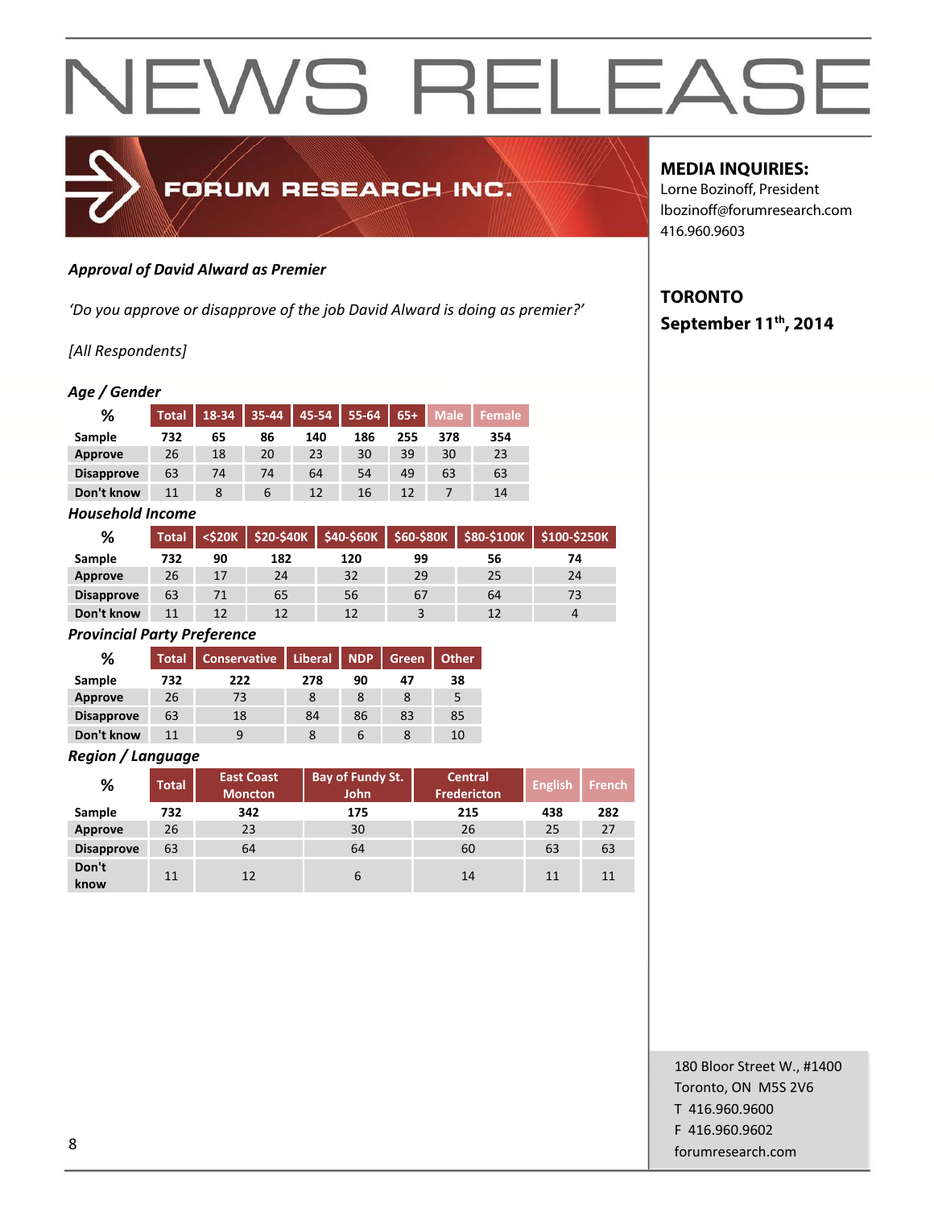# NEWS RELEASE

FORUM RESEARCH INC.

**MEDIA INQUIRIES:**
Lorne Bozinoff, President
lbozinoff@forumresearch.com
416.960.9603

**TORONTO**
**September 11th, 2014**

***Approval of David Alward as Premier***

*'Do you approve or disapprove of the job David Alward is doing as premier?'*

*[All Respondents]*

***Age / Gender***

| % | Total | 18-34 | 35-44 | 45-54 | 55-64 | 65+ | Male | Female |
|---|---|---|---|---|---|---|---|---|
| Sample | 732 | 65 | 86 | 140 | 186 | 255 | 378 | 354 |
| Approve | 26 | 18 | 20 | 23 | 30 | 39 | 30 | 23 |
| Disapprove | 63 | 74 | 74 | 64 | 54 | 49 | 63 | 63 |
| Don't know | 11 | 8 | 6 | 12 | 16 | 12 | 7 | 14 |

***Household Income***

| % | Total | <$20K | $20-$40K | $40-$60K | $60-$80K | $80-$100K | $100-$250K |
|---|---|---|---|---|---|---|---|
| Sample | 732 | 90 | 182 | 120 | 99 | 56 | 74 |
| Approve | 26 | 17 | 24 | 32 | 29 | 25 | 24 |
| Disapprove | 63 | 71 | 65 | 56 | 67 | 64 | 73 |
| Don't know | 11 | 12 | 12 | 12 | 3 | 12 | 4 |

***Provincial Party Preference***

| % | Total | Conservative | Liberal | NDP | Green | Other |
|---|---|---|---|---|---|---|
| Sample | 732 | 222 | 278 | 90 | 47 | 38 |
| Approve | 26 | 73 | 8 | 8 | 8 | 5 |
| Disapprove | 63 | 18 | 84 | 86 | 83 | 85 |
| Don't know | 11 | 9 | 8 | 6 | 8 | 10 |

***Region / Language***

| % | Total | East Coast Moncton | Bay of Fundy St. John | Central Fredericton | English | French |
|---|---|---|---|---|---|---|
| Sample | 732 | 342 | 175 | 215 | 438 | 282 |
| Approve | 26 | 23 | 30 | 26 | 25 | 27 |
| Disapprove | 63 | 64 | 64 | 60 | 63 | 63 |
| Don't know | 11 | 12 | 6 | 14 | 11 | 11 |

180 Bloor Street W., #1400
Toronto, ON M5S 2V6
T 416.960.9600
F 416.960.9602
forumresearch.com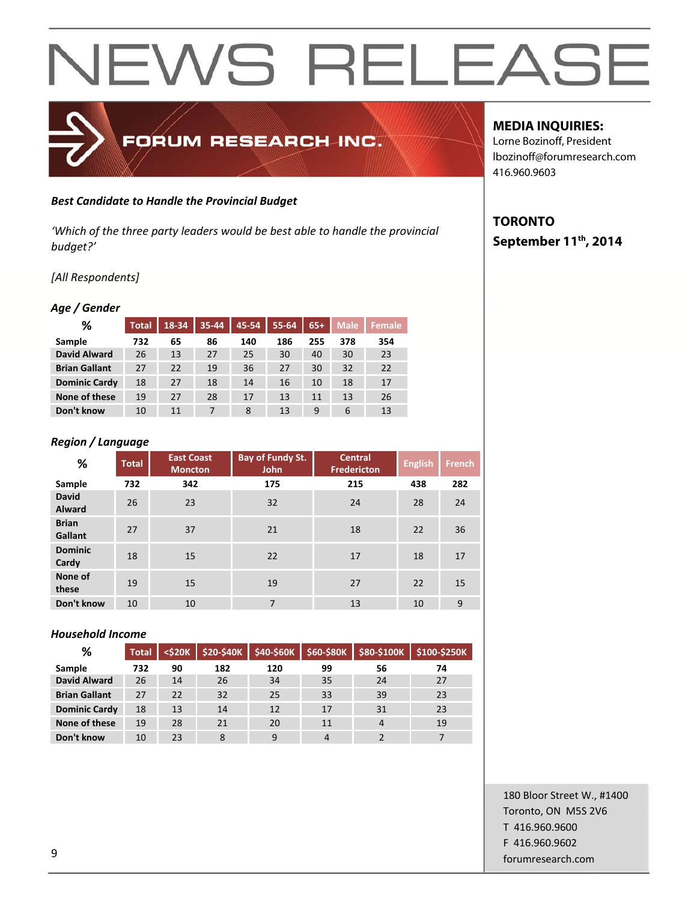# NEWS RELEASE

FORUM RESEARCH INC.

**MEDIA INQUIRIES:**
Lorne Bozinoff, President
lbozinoff@forumresearch.com
416.960.9603

**TORONTO**
**September 11th, 2014**

***Best Candidate to Handle the Provincial Budget***

*'Which of the three party leaders would be best able to handle the provincial budget?'*

*[All Respondents]*

***Age / Gender***

| % | Total | 18-34 | 35-44 | 45-54 | 55-64 | 65+ | Male | Female |
|---|---|---|---|---|---|---|---|---|
| Sample | 732 | 65 | 86 | 140 | 186 | 255 | 378 | 354 |
| David Alward | 26 | 13 | 27 | 25 | 30 | 40 | 30 | 23 |
| Brian Gallant | 27 | 22 | 19 | 36 | 27 | 30 | 32 | 22 |
| Dominic Cardy | 18 | 27 | 18 | 14 | 16 | 10 | 18 | 17 |
| None of these | 19 | 27 | 28 | 17 | 13 | 11 | 13 | 26 |
| Don't know | 10 | 11 | 7 | 8 | 13 | 9 | 6 | 13 |

***Region / Language***

| % | Total | East Coast Moncton | Bay of Fundy St. John | Central Fredericton | English | French |
|---|---|---|---|---|---|---|
| Sample | 732 | 342 | 175 | 215 | 438 | 282 |
| David Alward | 26 | 23 | 32 | 24 | 28 | 24 |
| Brian Gallant | 27 | 37 | 21 | 18 | 22 | 36 |
| Dominic Cardy | 18 | 15 | 22 | 17 | 18 | 17 |
| None of these | 19 | 15 | 19 | 27 | 22 | 15 |
| Don't know | 10 | 10 | 7 | 13 | 10 | 9 |

***Household Income***

| % | Total | <$20K | $20-$40K | $40-$60K | $60-$80K | $80-$100K | $100-$250K |
|---|---|---|---|---|---|---|---|
| Sample | 732 | 90 | 182 | 120 | 99 | 56 | 74 |
| David Alward | 26 | 14 | 26 | 34 | 35 | 24 | 27 |
| Brian Gallant | 27 | 22 | 32 | 25 | 33 | 39 | 23 |
| Dominic Cardy | 18 | 13 | 14 | 12 | 17 | 31 | 23 |
| None of these | 19 | 28 | 21 | 20 | 11 | 4 | 19 |
| Don't know | 10 | 23 | 8 | 9 | 4 | 2 | 7 |

180 Bloor Street W., #1400
Toronto, ON M5S 2V6
T 416.960.9600
F 416.960.9602
forumresearch.com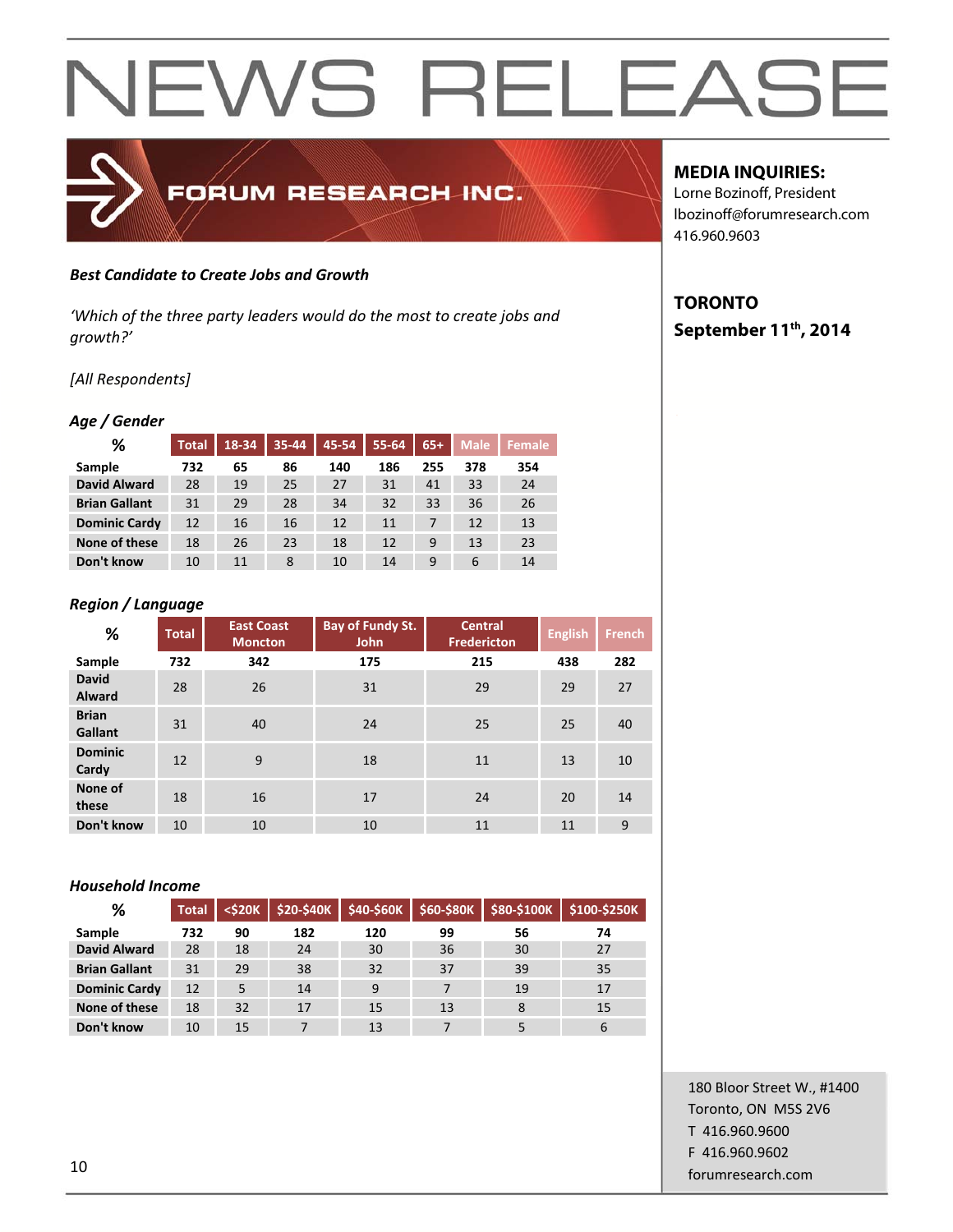# NEWS RELEASE

FORUM RESEARCH INC.

**MEDIA INQUIRIES:**
Lorne Bozinoff, President
lbozinoff@forumresearch.com
416.960.9603

**TORONTO**
**September 11th, 2014**

***Best Candidate to Create Jobs and Growth***

*'Which of the three party leaders would do the most to create jobs and growth?'*

*[All Respondents]*

### *Age / Gender*

| % | Total | 18-34 | 35-44 | 45-54 | 55-64 | 65+ | Male | Female |
|---|---|---|---|---|---|---|---|---|
| **Sample** | 732 | 65 | 86 | 140 | 186 | 255 | 378 | 354 |
| **David Alward** | 28 | 19 | 25 | 27 | 31 | 41 | 33 | 24 |
| **Brian Gallant** | 31 | 29 | 28 | 34 | 32 | 33 | 36 | 26 |
| **Dominic Cardy** | 12 | 16 | 16 | 12 | 11 | 7 | 12 | 13 |
| **None of these** | 18 | 26 | 23 | 18 | 12 | 9 | 13 | 23 |
| **Don't know** | 10 | 11 | 8 | 10 | 14 | 9 | 6 | 14 |

### *Region / Language*

| % | Total | East Coast Moncton | Bay of Fundy St. John | Central Fredericton | English | French |
|---|---|---|---|---|---|---|
| **Sample** | 732 | 342 | 175 | 215 | 438 | 282 |
| **David Alward** | 28 | 26 | 31 | 29 | 29 | 27 |
| **Brian Gallant** | 31 | 40 | 24 | 25 | 25 | 40 |
| **Dominic Cardy** | 12 | 9 | 18 | 11 | 13 | 10 |
| **None of these** | 18 | 16 | 17 | 24 | 20 | 14 |
| **Don't know** | 10 | 10 | 10 | 11 | 11 | 9 |

### *Household Income*

| % | Total | <$20K | $20-$40K | $40-$60K | $60-$80K | $80-$100K | $100-$250K |
|---|---|---|---|---|---|---|---|
| **Sample** | 732 | 90 | 182 | 120 | 99 | 56 | 74 |
| **David Alward** | 28 | 18 | 24 | 30 | 36 | 30 | 27 |
| **Brian Gallant** | 31 | 29 | 38 | 32 | 37 | 39 | 35 |
| **Dominic Cardy** | 12 | 5 | 14 | 9 | 7 | 19 | 17 |
| **None of these** | 18 | 32 | 17 | 15 | 13 | 8 | 15 |
| **Don't know** | 10 | 15 | 7 | 13 | 7 | 5 | 6 |

180 Bloor Street W., #1400
Toronto, ON M5S 2V6
T 416.960.9600
F 416.960.9602
forumresearch.com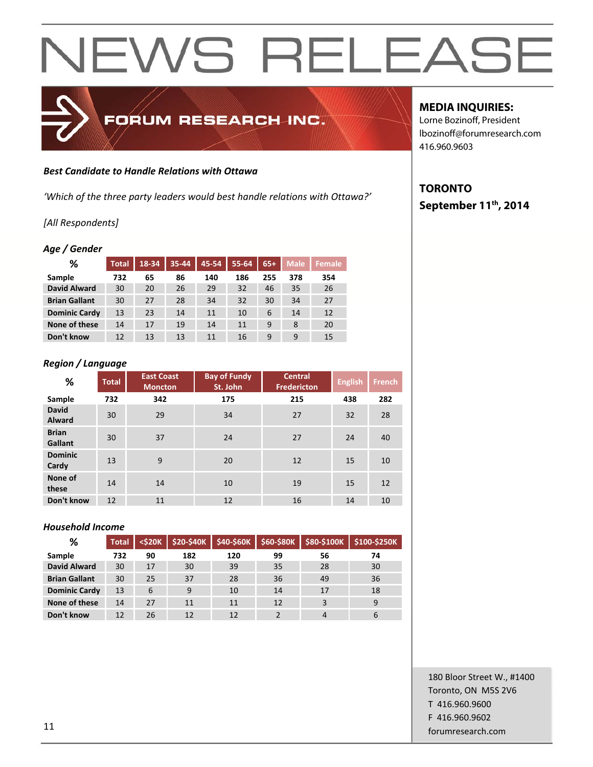# NEWS RELEASE

FORUM RESEARCH INC.

**MEDIA INQUIRIES:**
Lorne Bozinoff, President
lbozinoff@forumresearch.com
416.960.9603

**TORONTO**
**September 11th, 2014**

***Best Candidate to Handle Relations with Ottawa***

*'Which of the three party leaders would best handle relations with Ottawa?'*

*[All Respondents]*

***Age / Gender***

| % | Total | 18-34 | 35-44 | 45-54 | 55-64 | 65+ | Male | Female |
|---|---|---|---|---|---|---|---|---|
| Sample | 732 | 65 | 86 | 140 | 186 | 255 | 378 | 354 |
| David Alward | 30 | 20 | 26 | 29 | 32 | 46 | 35 | 26 |
| Brian Gallant | 30 | 27 | 28 | 34 | 32 | 30 | 34 | 27 |
| Dominic Cardy | 13 | 23 | 14 | 11 | 10 | 6 | 14 | 12 |
| None of these | 14 | 17 | 19 | 14 | 11 | 9 | 8 | 20 |
| Don't know | 12 | 13 | 13 | 11 | 16 | 9 | 9 | 15 |

***Region / Language***

| % | Total | East Coast Moncton | Bay of Fundy St. John | Central Fredericton | English | French |
|---|---|---|---|---|---|---|
| Sample | 732 | 342 | 175 | 215 | 438 | 282 |
| David Alward | 30 | 29 | 34 | 27 | 32 | 28 |
| Brian Gallant | 30 | 37 | 24 | 27 | 24 | 40 |
| Dominic Cardy | 13 | 9 | 20 | 12 | 15 | 10 |
| None of these | 14 | 14 | 10 | 19 | 15 | 12 |
| Don't know | 12 | 11 | 12 | 16 | 14 | 10 |

***Household Income***

| % | Total | <$20K | $20-$40K | $40-$60K | $60-$80K | $80-$100K | $100-$250K |
|---|---|---|---|---|---|---|---|
| Sample | 732 | 90 | 182 | 120 | 99 | 56 | 74 |
| David Alward | 30 | 17 | 30 | 39 | 35 | 28 | 30 |
| Brian Gallant | 30 | 25 | 37 | 28 | 36 | 49 | 36 |
| Dominic Cardy | 13 | 6 | 9 | 10 | 14 | 17 | 18 |
| None of these | 14 | 27 | 11 | 11 | 12 | 3 | 9 |
| Don't know | 12 | 26 | 12 | 12 | 2 | 4 | 6 |

180 Bloor Street W., #1400
Toronto, ON M5S 2V6
T 416.960.9600
F 416.960.9602
forumresearch.com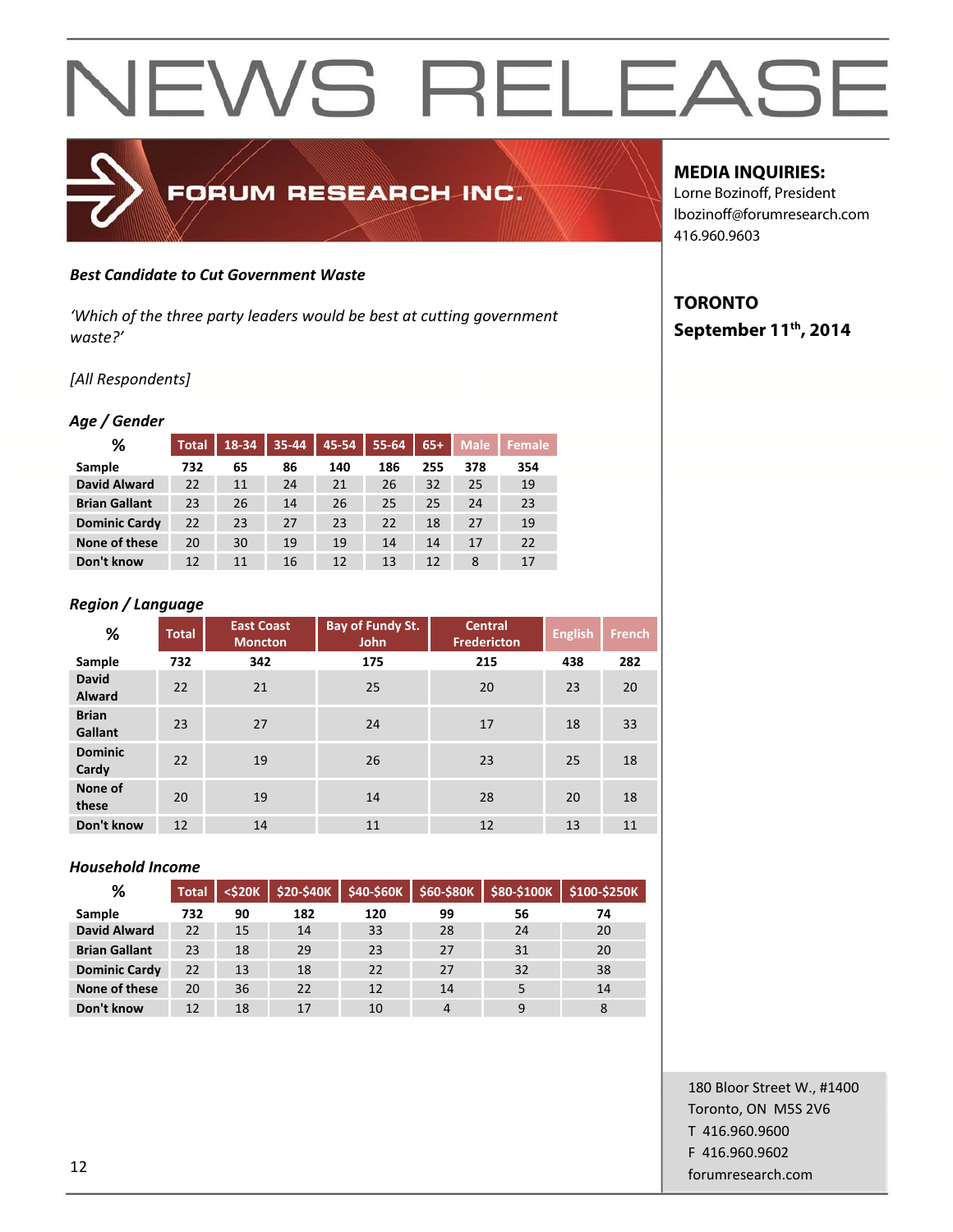# NEWS RELEASE

FORUM RESEARCH INC.

**MEDIA INQUIRIES:**
Lorne Bozinoff, President
lbozinoff@forumresearch.com
416.960.9603

**TORONTO**
**September 11th, 2014**

***Best Candidate to Cut Government Waste***

*'Which of the three party leaders would be best at cutting government waste?'*

*[All Respondents]*

### *Age / Gender*

| % | Total | 18-34 | 35-44 | 45-54 | 55-64 | 65+ | Male | Female |
|---|---|---|---|---|---|---|---|---|
| **Sample** | 732 | 65 | 86 | 140 | 186 | 255 | 378 | 354 |
| **David Alward** | 22 | 11 | 24 | 21 | 26 | 32 | 25 | 19 |
| **Brian Gallant** | 23 | 26 | 14 | 26 | 25 | 25 | 24 | 23 |
| **Dominic Cardy** | 22 | 23 | 27 | 23 | 22 | 18 | 27 | 19 |
| **None of these** | 20 | 30 | 19 | 19 | 14 | 14 | 17 | 22 |
| **Don't know** | 12 | 11 | 16 | 12 | 13 | 12 | 8 | 17 |

### *Region / Language*

| % | Total | East Coast Moncton | Bay of Fundy St. John | Central Fredericton | English | French |
|---|---|---|---|---|---|---|
| **Sample** | 732 | 342 | 175 | 215 | 438 | 282 |
| **David Alward** | 22 | 21 | 25 | 20 | 23 | 20 |
| **Brian Gallant** | 23 | 27 | 24 | 17 | 18 | 33 |
| **Dominic Cardy** | 22 | 19 | 26 | 23 | 25 | 18 |
| **None of these** | 20 | 19 | 14 | 28 | 20 | 18 |
| **Don't know** | 12 | 14 | 11 | 12 | 13 | 11 |

### *Household Income*

| % | Total | <$20K | $20-$40K | $40-$60K | $60-$80K | $80-$100K | $100-$250K |
|---|---|---|---|---|---|---|---|
| **Sample** | 732 | 90 | 182 | 120 | 99 | 56 | 74 |
| **David Alward** | 22 | 15 | 14 | 33 | 28 | 24 | 20 |
| **Brian Gallant** | 23 | 18 | 29 | 23 | 27 | 31 | 20 |
| **Dominic Cardy** | 22 | 13 | 18 | 22 | 27 | 32 | 38 |
| **None of these** | 20 | 36 | 22 | 12 | 14 | 5 | 14 |
| **Don't know** | 12 | 18 | 17 | 10 | 4 | 9 | 8 |

180 Bloor Street W., #1400
Toronto, ON M5S 2V6
T 416.960.9600
F 416.960.9602
forumresearch.com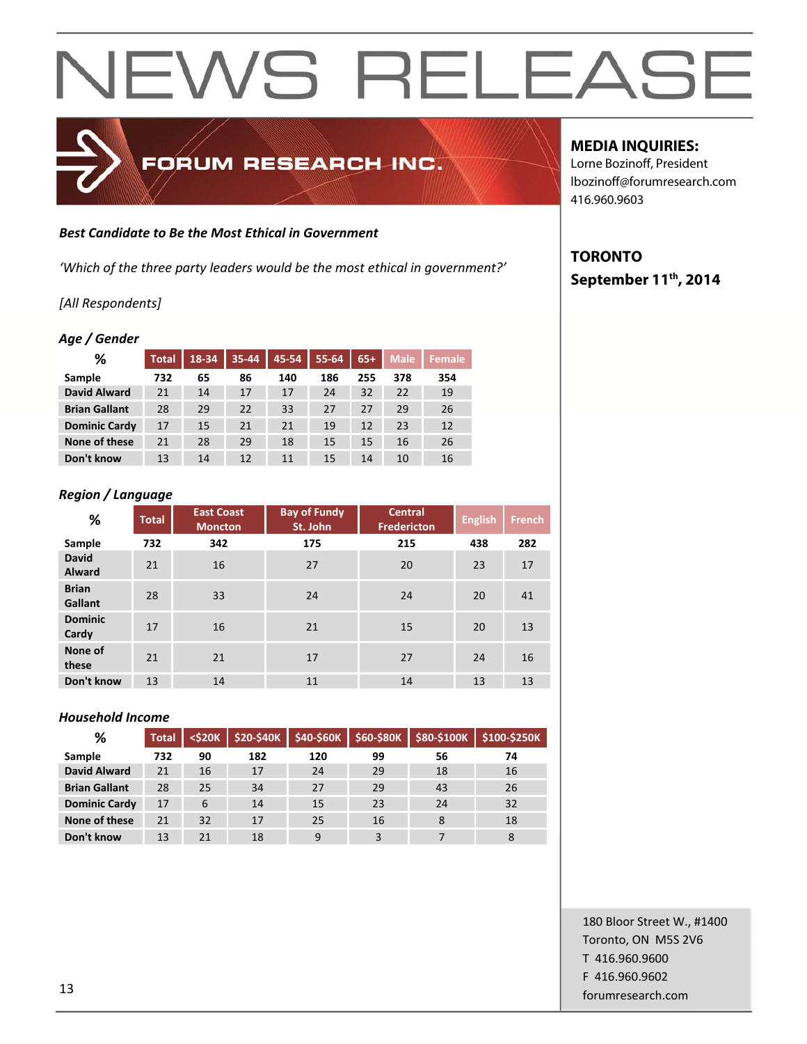# NEWS RELEASE

FORUM RESEARCH INC.

**MEDIA INQUIRIES:**
Lorne Bozinoff, President
lbozinoff@forumresearch.com
416.960.9603

**TORONTO**
**September 11th, 2014**

***Best Candidate to Be the Most Ethical in Government***

*'Which of the three party leaders would be the most ethical in government?'*

*[All Respondents]*

***Age / Gender***

| % | Total | 18-34 | 35-44 | 45-54 | 55-64 | 65+ | Male | Female |
|---|---|---|---|---|---|---|---|---|
| **Sample** | 732 | 65 | 86 | 140 | 186 | 255 | 378 | 354 |
| **David Alward** | 21 | 14 | 17 | 17 | 24 | 32 | 22 | 19 |
| **Brian Gallant** | 28 | 29 | 22 | 33 | 27 | 27 | 29 | 26 |
| **Dominic Cardy** | 17 | 15 | 21 | 21 | 19 | 12 | 23 | 12 |
| **None of these** | 21 | 28 | 29 | 18 | 15 | 15 | 16 | 26 |
| **Don't know** | 13 | 14 | 12 | 11 | 15 | 14 | 10 | 16 |

***Region / Language***

| % | Total | East Coast Moncton | Bay of Fundy St. John | Central Fredericton | English | French |
|---|---|---|---|---|---|---|
| **Sample** | 732 | 342 | 175 | 215 | 438 | 282 |
| **David Alward** | 21 | 16 | 27 | 20 | 23 | 17 |
| **Brian Gallant** | 28 | 33 | 24 | 24 | 20 | 41 |
| **Dominic Cardy** | 17 | 16 | 21 | 15 | 20 | 13 |
| **None of these** | 21 | 21 | 17 | 27 | 24 | 16 |
| **Don't know** | 13 | 14 | 11 | 14 | 13 | 13 |

***Household Income***

| % | Total | <$20K | $20-$40K | $40-$60K | $60-$80K | $80-$100K | $100-$250K |
|---|---|---|---|---|---|---|---|
| **Sample** | 732 | 90 | 182 | 120 | 99 | 56 | 74 |
| **David Alward** | 21 | 16 | 17 | 24 | 29 | 18 | 16 |
| **Brian Gallant** | 28 | 25 | 34 | 27 | 29 | 43 | 26 |
| **Dominic Cardy** | 17 | 6 | 14 | 15 | 23 | 24 | 32 |
| **None of these** | 21 | 32 | 17 | 25 | 16 | 8 | 18 |
| **Don't know** | 13 | 21 | 18 | 9 | 3 | 7 | 8 |

180 Bloor Street W., #1400
Toronto, ON M5S 2V6
T 416.960.9600
F 416.960.9602
forumresearch.com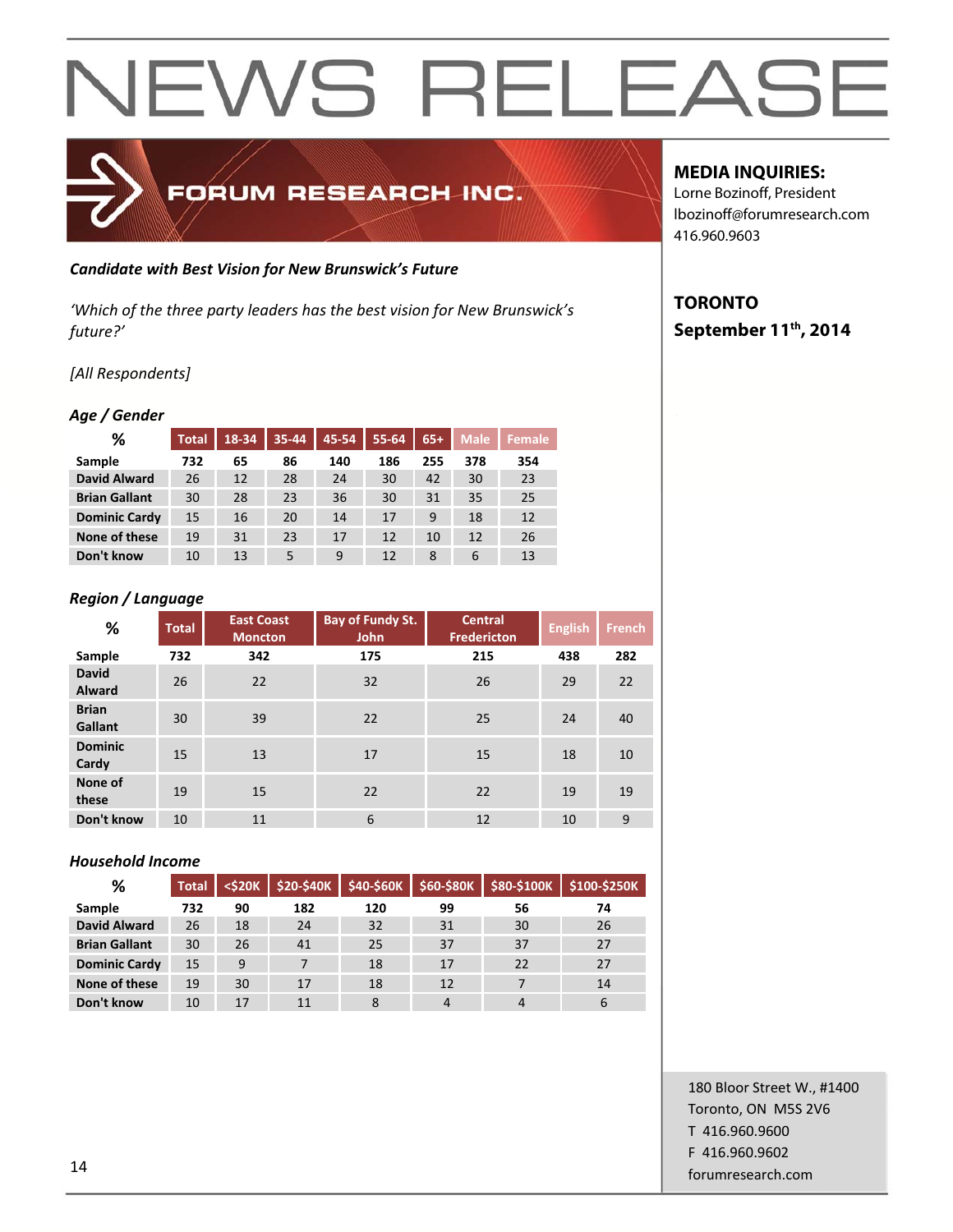# NEWS RELEASE

FORUM RESEARCH INC.

**MEDIA INQUIRIES:**
Lorne Bozinoff, President
lbozinoff@forumresearch.com
416.960.9603

**TORONTO**
**September 11th, 2014**

***Candidate with Best Vision for New Brunswick's Future***

*'Which of the three party leaders has the best vision for New Brunswick's future?'*

*[All Respondents]*

### *Age / Gender*

| % | Total | 18-34 | 35-44 | 45-54 | 55-64 | 65+ | Male | Female |
|---|---|---|---|---|---|---|---|---|
| Sample | 732 | 65 | 86 | 140 | 186 | 255 | 378 | 354 |
| David Alward | 26 | 12 | 28 | 24 | 30 | 42 | 30 | 23 |
| Brian Gallant | 30 | 28 | 23 | 36 | 30 | 31 | 35 | 25 |
| Dominic Cardy | 15 | 16 | 20 | 14 | 17 | 9 | 18 | 12 |
| None of these | 19 | 31 | 23 | 17 | 12 | 10 | 12 | 26 |
| Don't know | 10 | 13 | 5 | 9 | 12 | 8 | 6 | 13 |

### *Region / Language*

| % | Total | East Coast Moncton | Bay of Fundy St. John | Central Fredericton | English | French |
|---|---|---|---|---|---|---|
| Sample | 732 | 342 | 175 | 215 | 438 | 282 |
| David Alward | 26 | 22 | 32 | 26 | 29 | 22 |
| Brian Gallant | 30 | 39 | 22 | 25 | 24 | 40 |
| Dominic Cardy | 15 | 13 | 17 | 15 | 18 | 10 |
| None of these | 19 | 15 | 22 | 22 | 19 | 19 |
| Don't know | 10 | 11 | 6 | 12 | 10 | 9 |

### *Household Income*

| % | Total | <$20K | $20-$40K | $40-$60K | $60-$80K | $80-$100K | $100-$250K |
|---|---|---|---|---|---|---|---|
| Sample | 732 | 90 | 182 | 120 | 99 | 56 | 74 |
| David Alward | 26 | 18 | 24 | 32 | 31 | 30 | 26 |
| Brian Gallant | 30 | 26 | 41 | 25 | 37 | 37 | 27 |
| Dominic Cardy | 15 | 9 | 7 | 18 | 17 | 22 | 27 |
| None of these | 19 | 30 | 17 | 18 | 12 | 7 | 14 |
| Don't know | 10 | 17 | 11 | 8 | 4 | 4 | 6 |

180 Bloor Street W., #1400
Toronto, ON M5S 2V6
T 416.960.9600
F 416.960.9602
forumresearch.com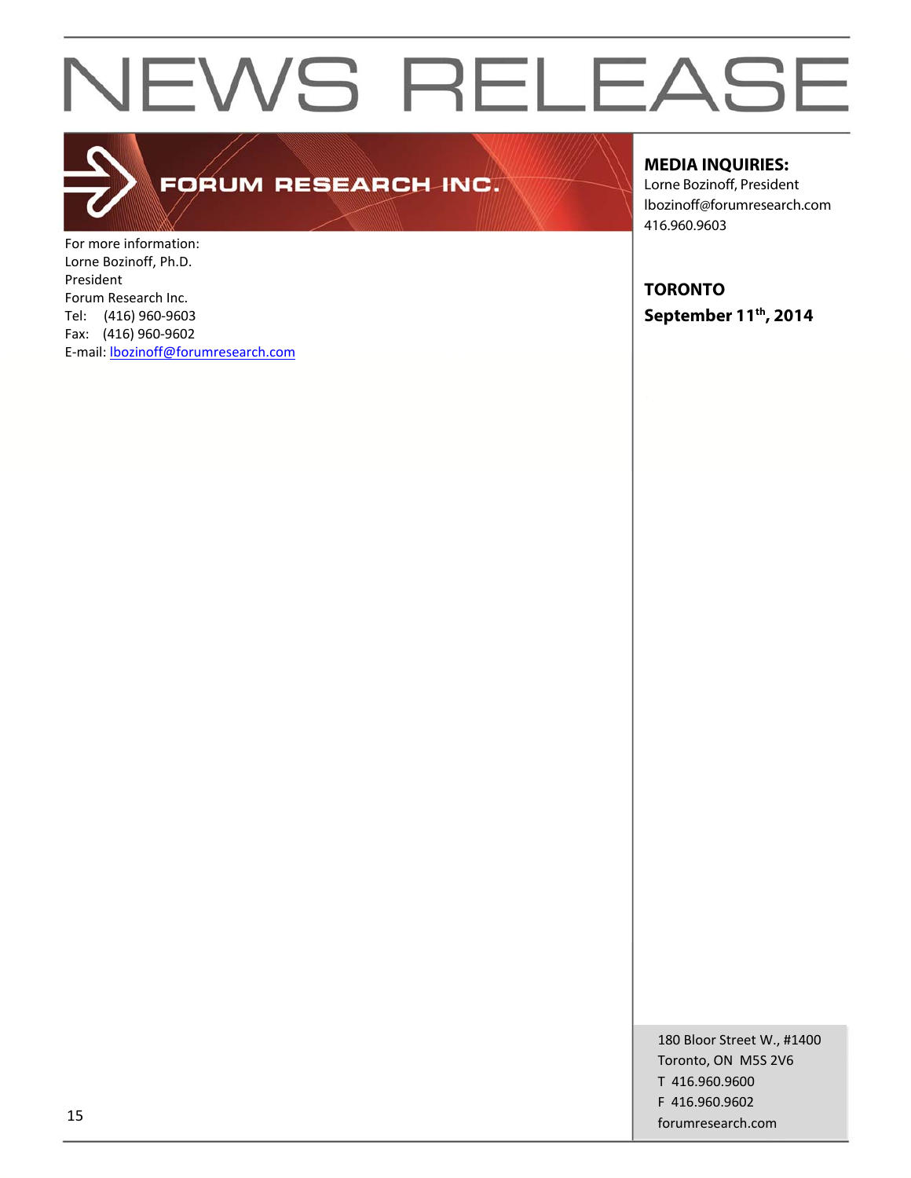# NEWS RELEASE

FORUM RESEARCH INC.

For more information:
Lorne Bozinoff, Ph.D.
President
Forum Research Inc.
Tel: (416) 960-9603
Fax: (416) 960-9602
E-mail: lbozinoff@forumresearch.com

**MEDIA INQUIRIES:**
Lorne Bozinoff, President
lbozinoff@forumresearch.com
416.960.9603

**TORONTO**
**September 11th, 2014**

180 Bloor Street W., #1400
Toronto, ON M5S 2V6
T 416.960.9600
F 416.960.9602
forumresearch.com